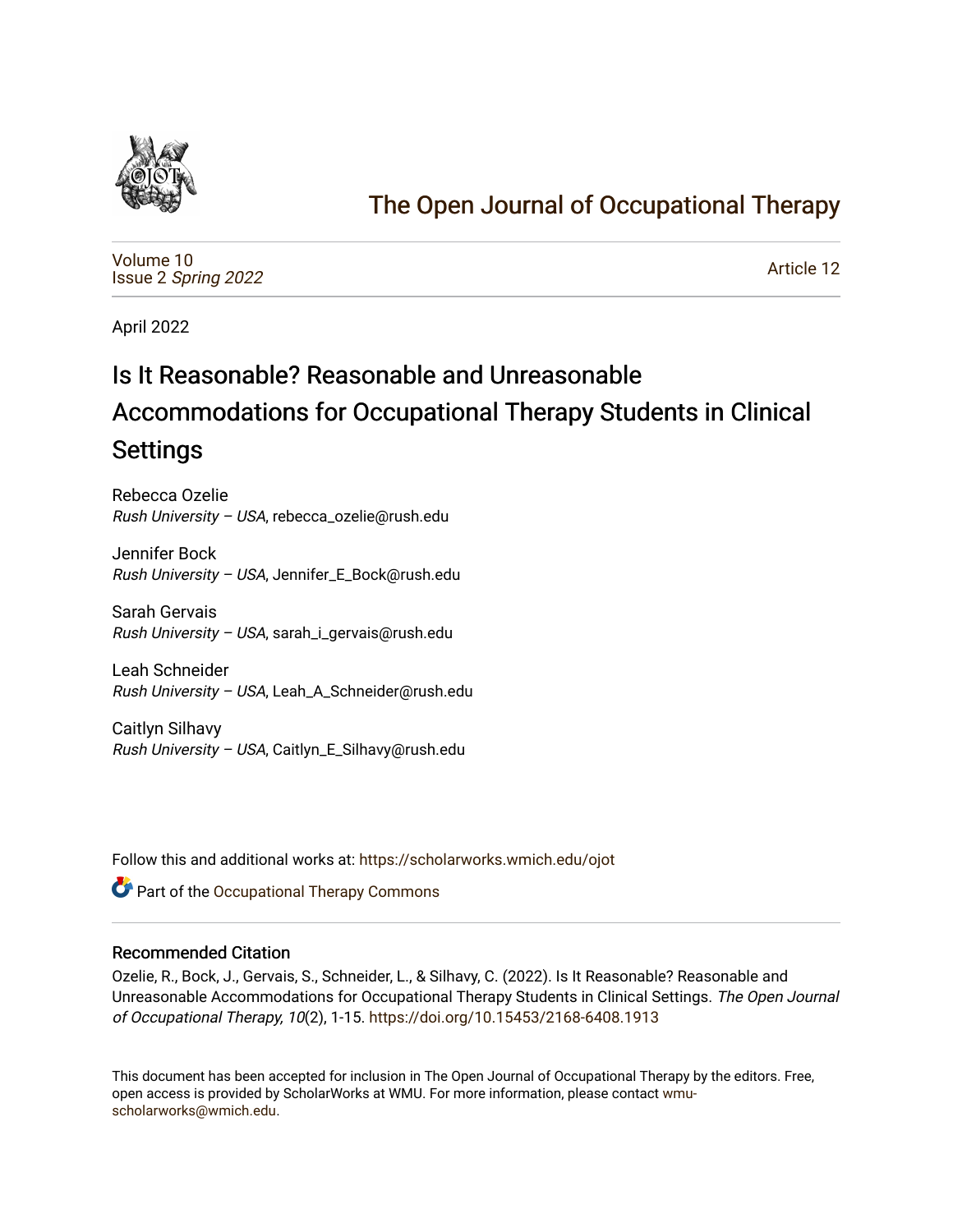# The Open Journal of Occupational Therapy

Volume 10
Issue 2 *Spring 2022*

Article 12

April 2022

## Is It Reasonable? Reasonable and Unreasonable Accommodations for Occupational Therapy Students in Clinical Settings

Rebecca Ozelie
*Rush University – USA*, rebecca_ozelie@rush.edu

Jennifer Bock
*Rush University – USA*, Jennifer_E_Bock@rush.edu

Sarah Gervais
*Rush University – USA*, sarah_i_gervais@rush.edu

Leah Schneider
*Rush University – USA*, Leah_A_Schneider@rush.edu

Caitlyn Silhavy
*Rush University – USA*, Caitlyn_E_Silhavy@rush.edu

Follow this and additional works at: https://scholarworks.wmich.edu/ojot

Part of the Occupational Therapy Commons

### Recommended Citation

Ozelie, R., Bock, J., Gervais, S., Schneider, L., & Silhavy, C. (2022). Is It Reasonable? Reasonable and Unreasonable Accommodations for Occupational Therapy Students in Clinical Settings. *The Open Journal of Occupational Therapy, 10*(2), 1-15. https://doi.org/10.15453/2168-6408.1913

This document has been accepted for inclusion in The Open Journal of Occupational Therapy by the editors. Free, open access is provided by ScholarWorks at WMU. For more information, please contact wmu-scholarworks@wmich.edu.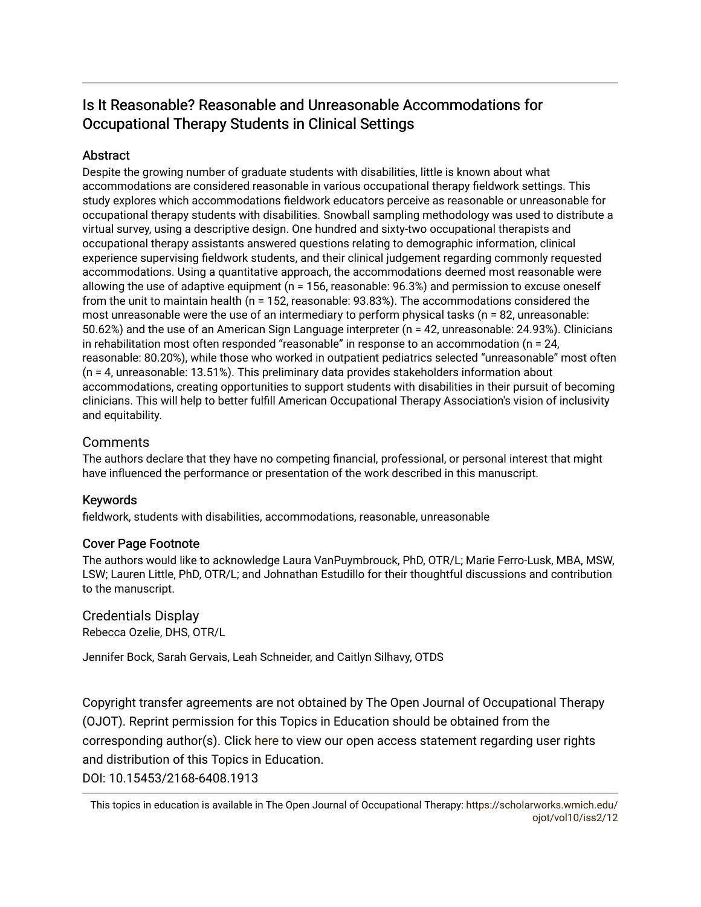# Is It Reasonable? Reasonable and Unreasonable Accommodations for Occupational Therapy Students in Clinical Settings

## Abstract

Despite the growing number of graduate students with disabilities, little is known about what accommodations are considered reasonable in various occupational therapy fieldwork settings. This study explores which accommodations fieldwork educators perceive as reasonable or unreasonable for occupational therapy students with disabilities. Snowball sampling methodology was used to distribute a virtual survey, using a descriptive design. One hundred and sixty-two occupational therapists and occupational therapy assistants answered questions relating to demographic information, clinical experience supervising fieldwork students, and their clinical judgement regarding commonly requested accommodations. Using a quantitative approach, the accommodations deemed most reasonable were allowing the use of adaptive equipment (n = 156, reasonable: 96.3%) and permission to excuse oneself from the unit to maintain health (n = 152, reasonable: 93.83%). The accommodations considered the most unreasonable were the use of an intermediary to perform physical tasks (n = 82, unreasonable: 50.62%) and the use of an American Sign Language interpreter (n = 42, unreasonable: 24.93%). Clinicians in rehabilitation most often responded "reasonable" in response to an accommodation (n = 24, reasonable: 80.20%), while those who worked in outpatient pediatrics selected "unreasonable" most often (n = 4, unreasonable: 13.51%). This preliminary data provides stakeholders information about accommodations, creating opportunities to support students with disabilities in their pursuit of becoming clinicians. This will help to better fulfill American Occupational Therapy Association's vision of inclusivity and equitability.

## Comments

The authors declare that they have no competing financial, professional, or personal interest that might have influenced the performance or presentation of the work described in this manuscript.

## Keywords

fieldwork, students with disabilities, accommodations, reasonable, unreasonable

## Cover Page Footnote

The authors would like to acknowledge Laura VanPuymbrouck, PhD, OTR/L; Marie Ferro-Lusk, MBA, MSW, LSW; Lauren Little, PhD, OTR/L; and Johnathan Estudillo for their thoughtful discussions and contribution to the manuscript.

## Credentials Display

Rebecca Ozelie, DHS, OTR/L

Jennifer Bock, Sarah Gervais, Leah Schneider, and Caitlyn Silhavy, OTDS

Copyright transfer agreements are not obtained by The Open Journal of Occupational Therapy (OJOT). Reprint permission for this Topics in Education should be obtained from the corresponding author(s). Click here to view our open access statement regarding user rights and distribution of this Topics in Education.

DOI: 10.15453/2168-6408.1913

This topics in education is available in The Open Journal of Occupational Therapy: https://scholarworks.wmich.edu/ojot/vol10/iss2/12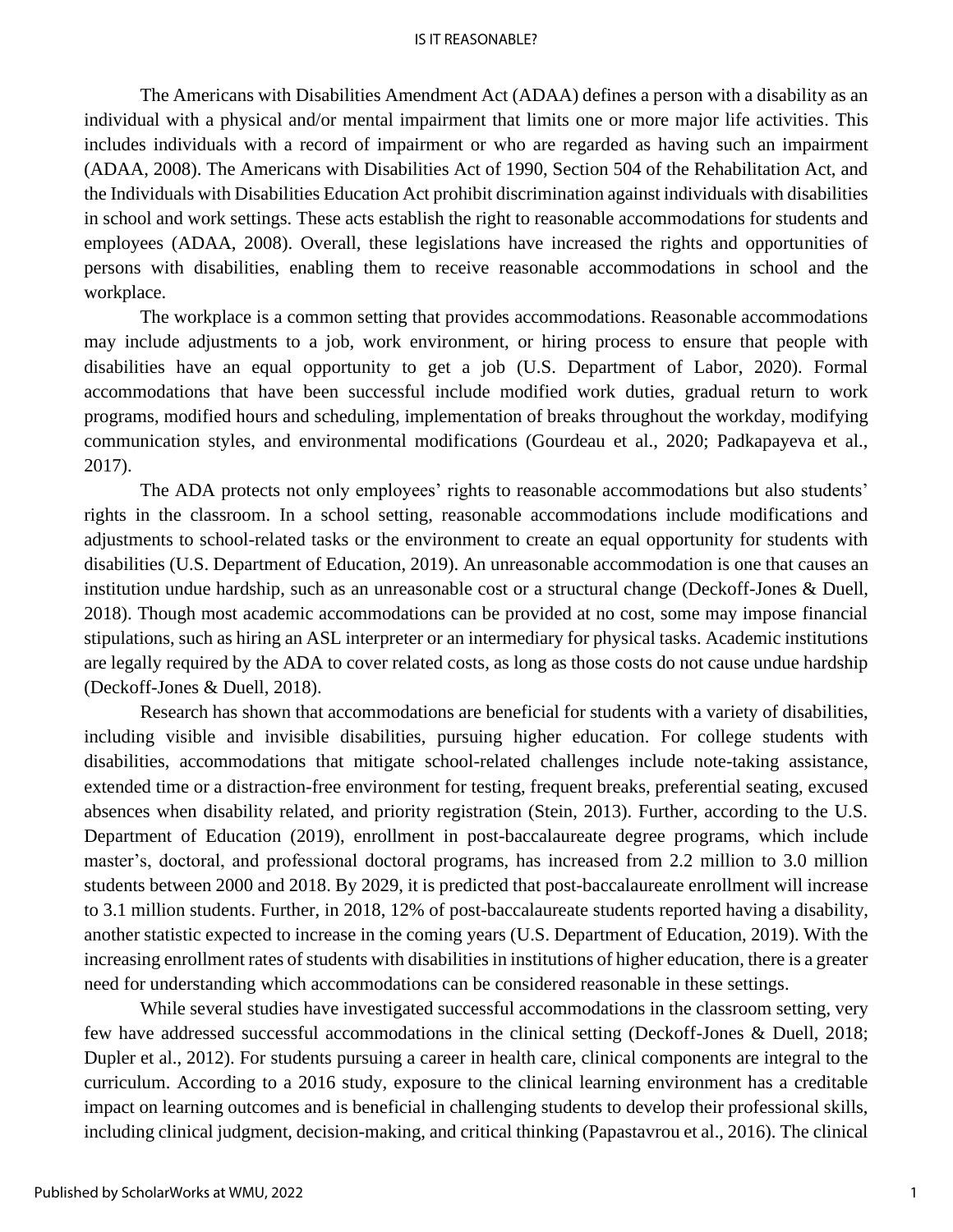The Americans with Disabilities Amendment Act (ADAA) defines a person with a disability as an individual with a physical and/or mental impairment that limits one or more major life activities. This includes individuals with a record of impairment or who are regarded as having such an impairment (ADAA, 2008). The Americans with Disabilities Act of 1990, Section 504 of the Rehabilitation Act, and the Individuals with Disabilities Education Act prohibit discrimination against individuals with disabilities in school and work settings. These acts establish the right to reasonable accommodations for students and employees (ADAA, 2008). Overall, these legislations have increased the rights and opportunities of persons with disabilities, enabling them to receive reasonable accommodations in school and the workplace.

The workplace is a common setting that provides accommodations. Reasonable accommodations may include adjustments to a job, work environment, or hiring process to ensure that people with disabilities have an equal opportunity to get a job (U.S. Department of Labor, 2020). Formal accommodations that have been successful include modified work duties, gradual return to work programs, modified hours and scheduling, implementation of breaks throughout the workday, modifying communication styles, and environmental modifications (Gourdeau et al., 2020; Padkapayeva et al., 2017).

The ADA protects not only employees' rights to reasonable accommodations but also students' rights in the classroom. In a school setting, reasonable accommodations include modifications and adjustments to school-related tasks or the environment to create an equal opportunity for students with disabilities (U.S. Department of Education, 2019). An unreasonable accommodation is one that causes an institution undue hardship, such as an unreasonable cost or a structural change (Deckoff-Jones & Duell, 2018). Though most academic accommodations can be provided at no cost, some may impose financial stipulations, such as hiring an ASL interpreter or an intermediary for physical tasks. Academic institutions are legally required by the ADA to cover related costs, as long as those costs do not cause undue hardship (Deckoff-Jones & Duell, 2018).

Research has shown that accommodations are beneficial for students with a variety of disabilities, including visible and invisible disabilities, pursuing higher education. For college students with disabilities, accommodations that mitigate school-related challenges include note-taking assistance, extended time or a distraction-free environment for testing, frequent breaks, preferential seating, excused absences when disability related, and priority registration (Stein, 2013). Further, according to the U.S. Department of Education (2019), enrollment in post-baccalaureate degree programs, which include master's, doctoral, and professional doctoral programs, has increased from 2.2 million to 3.0 million students between 2000 and 2018. By 2029, it is predicted that post-baccalaureate enrollment will increase to 3.1 million students. Further, in 2018, 12% of post-baccalaureate students reported having a disability, another statistic expected to increase in the coming years (U.S. Department of Education, 2019). With the increasing enrollment rates of students with disabilities in institutions of higher education, there is a greater need for understanding which accommodations can be considered reasonable in these settings.

While several studies have investigated successful accommodations in the classroom setting, very few have addressed successful accommodations in the clinical setting (Deckoff-Jones & Duell, 2018; Dupler et al., 2012). For students pursuing a career in health care, clinical components are integral to the curriculum. According to a 2016 study, exposure to the clinical learning environment has a creditable impact on learning outcomes and is beneficial in challenging students to develop their professional skills, including clinical judgment, decision-making, and critical thinking (Papastavrou et al., 2016). The clinical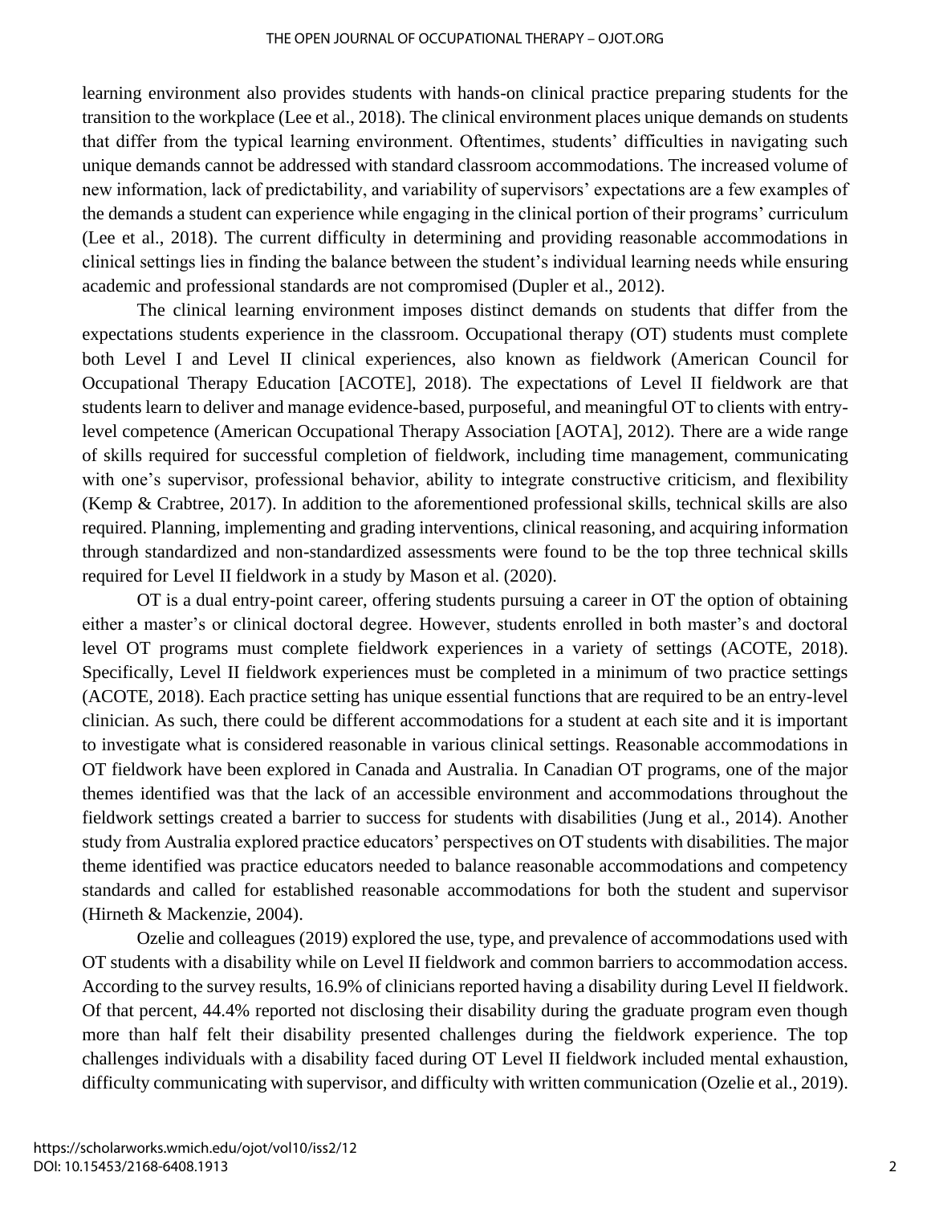learning environment also provides students with hands-on clinical practice preparing students for the transition to the workplace (Lee et al., 2018). The clinical environment places unique demands on students that differ from the typical learning environment. Oftentimes, students' difficulties in navigating such unique demands cannot be addressed with standard classroom accommodations. The increased volume of new information, lack of predictability, and variability of supervisors' expectations are a few examples of the demands a student can experience while engaging in the clinical portion of their programs' curriculum (Lee et al., 2018). The current difficulty in determining and providing reasonable accommodations in clinical settings lies in finding the balance between the student's individual learning needs while ensuring academic and professional standards are not compromised (Dupler et al., 2012).

The clinical learning environment imposes distinct demands on students that differ from the expectations students experience in the classroom. Occupational therapy (OT) students must complete both Level I and Level II clinical experiences, also known as fieldwork (American Council for Occupational Therapy Education [ACOTE], 2018). The expectations of Level II fieldwork are that students learn to deliver and manage evidence-based, purposeful, and meaningful OT to clients with entry-level competence (American Occupational Therapy Association [AOTA], 2012). There are a wide range of skills required for successful completion of fieldwork, including time management, communicating with one's supervisor, professional behavior, ability to integrate constructive criticism, and flexibility (Kemp & Crabtree, 2017). In addition to the aforementioned professional skills, technical skills are also required. Planning, implementing and grading interventions, clinical reasoning, and acquiring information through standardized and non-standardized assessments were found to be the top three technical skills required for Level II fieldwork in a study by Mason et al. (2020).

OT is a dual entry-point career, offering students pursuing a career in OT the option of obtaining either a master's or clinical doctoral degree. However, students enrolled in both master's and doctoral level OT programs must complete fieldwork experiences in a variety of settings (ACOTE, 2018). Specifically, Level II fieldwork experiences must be completed in a minimum of two practice settings (ACOTE, 2018). Each practice setting has unique essential functions that are required to be an entry-level clinician. As such, there could be different accommodations for a student at each site and it is important to investigate what is considered reasonable in various clinical settings. Reasonable accommodations in OT fieldwork have been explored in Canada and Australia. In Canadian OT programs, one of the major themes identified was that the lack of an accessible environment and accommodations throughout the fieldwork settings created a barrier to success for students with disabilities (Jung et al., 2014). Another study from Australia explored practice educators' perspectives on OT students with disabilities. The major theme identified was practice educators needed to balance reasonable accommodations and competency standards and called for established reasonable accommodations for both the student and supervisor (Hirneth & Mackenzie, 2004).

Ozelie and colleagues (2019) explored the use, type, and prevalence of accommodations used with OT students with a disability while on Level II fieldwork and common barriers to accommodation access. According to the survey results, 16.9% of clinicians reported having a disability during Level II fieldwork. Of that percent, 44.4% reported not disclosing their disability during the graduate program even though more than half felt their disability presented challenges during the fieldwork experience. The top challenges individuals with a disability faced during OT Level II fieldwork included mental exhaustion, difficulty communicating with supervisor, and difficulty with written communication (Ozelie et al., 2019).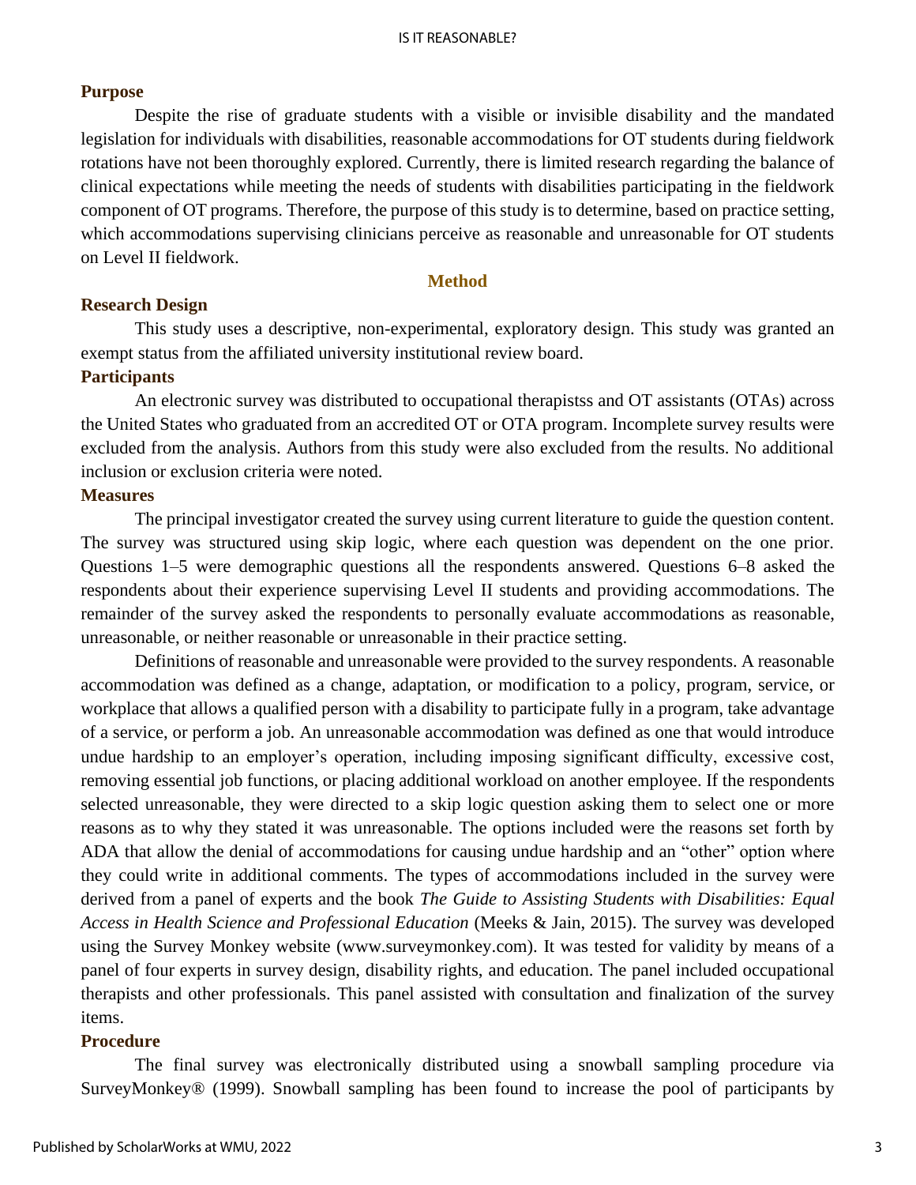## Purpose

Despite the rise of graduate students with a visible or invisible disability and the mandated legislation for individuals with disabilities, reasonable accommodations for OT students during fieldwork rotations have not been thoroughly explored. Currently, there is limited research regarding the balance of clinical expectations while meeting the needs of students with disabilities participating in the fieldwork component of OT programs. Therefore, the purpose of this study is to determine, based on practice setting, which accommodations supervising clinicians perceive as reasonable and unreasonable for OT students on Level II fieldwork.

# Method

## Research Design

This study uses a descriptive, non-experimental, exploratory design. This study was granted an exempt status from the affiliated university institutional review board.

## Participants

An electronic survey was distributed to occupational therapistss and OT assistants (OTAs) across the United States who graduated from an accredited OT or OTA program. Incomplete survey results were excluded from the analysis. Authors from this study were also excluded from the results. No additional inclusion or exclusion criteria were noted.

## Measures

The principal investigator created the survey using current literature to guide the question content. The survey was structured using skip logic, where each question was dependent on the one prior. Questions 1–5 were demographic questions all the respondents answered. Questions 6–8 asked the respondents about their experience supervising Level II students and providing accommodations. The remainder of the survey asked the respondents to personally evaluate accommodations as reasonable, unreasonable, or neither reasonable or unreasonable in their practice setting.

Definitions of reasonable and unreasonable were provided to the survey respondents. A reasonable accommodation was defined as a change, adaptation, or modification to a policy, program, service, or workplace that allows a qualified person with a disability to participate fully in a program, take advantage of a service, or perform a job. An unreasonable accommodation was defined as one that would introduce undue hardship to an employer's operation, including imposing significant difficulty, excessive cost, removing essential job functions, or placing additional workload on another employee. If the respondents selected unreasonable, they were directed to a skip logic question asking them to select one or more reasons as to why they stated it was unreasonable. The options included were the reasons set forth by ADA that allow the denial of accommodations for causing undue hardship and an "other" option where they could write in additional comments. The types of accommodations included in the survey were derived from a panel of experts and the book *The Guide to Assisting Students with Disabilities: Equal Access in Health Science and Professional Education* (Meeks & Jain, 2015). The survey was developed using the Survey Monkey website (www.surveymonkey.com). It was tested for validity by means of a panel of four experts in survey design, disability rights, and education. The panel included occupational therapists and other professionals. This panel assisted with consultation and finalization of the survey items.

## Procedure

The final survey was electronically distributed using a snowball sampling procedure via SurveyMonkey® (1999). Snowball sampling has been found to increase the pool of participants by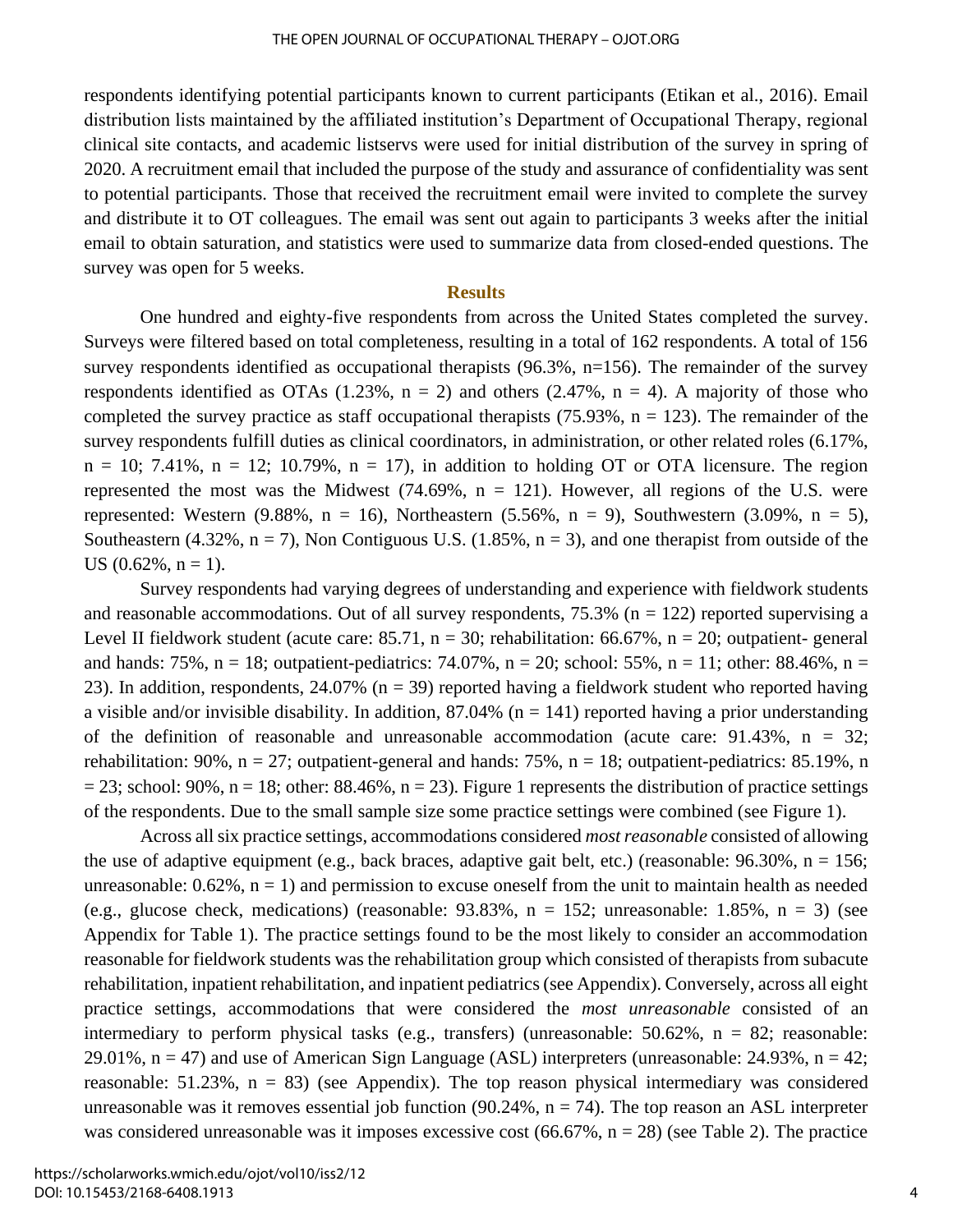respondents identifying potential participants known to current participants (Etikan et al., 2016). Email distribution lists maintained by the affiliated institution's Department of Occupational Therapy, regional clinical site contacts, and academic listservs were used for initial distribution of the survey in spring of 2020. A recruitment email that included the purpose of the study and assurance of confidentiality was sent to potential participants. Those that received the recruitment email were invited to complete the survey and distribute it to OT colleagues. The email was sent out again to participants 3 weeks after the initial email to obtain saturation, and statistics were used to summarize data from closed-ended questions. The survey was open for 5 weeks.

## Results

One hundred and eighty-five respondents from across the United States completed the survey. Surveys were filtered based on total completeness, resulting in a total of 162 respondents. A total of 156 survey respondents identified as occupational therapists (96.3%, n=156). The remainder of the survey respondents identified as OTAs (1.23%, n = 2) and others (2.47%, n = 4). A majority of those who completed the survey practice as staff occupational therapists (75.93%, n = 123). The remainder of the survey respondents fulfill duties as clinical coordinators, in administration, or other related roles (6.17%, n = 10; 7.41%, n = 12; 10.79%, n = 17), in addition to holding OT or OTA licensure. The region represented the most was the Midwest (74.69%, n = 121). However, all regions of the U.S. were represented: Western (9.88%, n = 16), Northeastern (5.56%, n = 9), Southwestern (3.09%, n = 5), Southeastern (4.32%, n = 7), Non Contiguous U.S. (1.85%, n = 3), and one therapist from outside of the US (0.62%, n = 1).

Survey respondents had varying degrees of understanding and experience with fieldwork students and reasonable accommodations. Out of all survey respondents, 75.3% (n = 122) reported supervising a Level II fieldwork student (acute care: 85.71, n = 30; rehabilitation: 66.67%, n = 20; outpatient- general and hands: 75%, n = 18; outpatient-pediatrics: 74.07%, n = 20; school: 55%, n = 11; other: 88.46%, n = 23). In addition, respondents, 24.07% (n = 39) reported having a fieldwork student who reported having a visible and/or invisible disability. In addition, 87.04% (n = 141) reported having a prior understanding of the definition of reasonable and unreasonable accommodation (acute care: 91.43%, n = 32; rehabilitation: 90%, n = 27; outpatient-general and hands: 75%, n = 18; outpatient-pediatrics: 85.19%, n = 23; school: 90%, n = 18; other: 88.46%, n = 23). Figure 1 represents the distribution of practice settings of the respondents. Due to the small sample size some practice settings were combined (see Figure 1).

Across all six practice settings, accommodations considered *most reasonable* consisted of allowing the use of adaptive equipment (e.g., back braces, adaptive gait belt, etc.) (reasonable: 96.30%, n = 156; unreasonable: 0.62%, n = 1) and permission to excuse oneself from the unit to maintain health as needed (e.g., glucose check, medications) (reasonable: 93.83%, n = 152; unreasonable: 1.85%, n = 3) (see Appendix for Table 1). The practice settings found to be the most likely to consider an accommodation reasonable for fieldwork students was the rehabilitation group which consisted of therapists from subacute rehabilitation, inpatient rehabilitation, and inpatient pediatrics (see Appendix). Conversely, across all eight practice settings, accommodations that were considered the *most unreasonable* consisted of an intermediary to perform physical tasks (e.g., transfers) (unreasonable: 50.62%, n = 82; reasonable: 29.01%, n = 47) and use of American Sign Language (ASL) interpreters (unreasonable: 24.93%, n = 42; reasonable: 51.23%, n = 83) (see Appendix). The top reason physical intermediary was considered unreasonable was it removes essential job function (90.24%, n = 74). The top reason an ASL interpreter was considered unreasonable was it imposes excessive cost (66.67%, n = 28) (see Table 2). The practice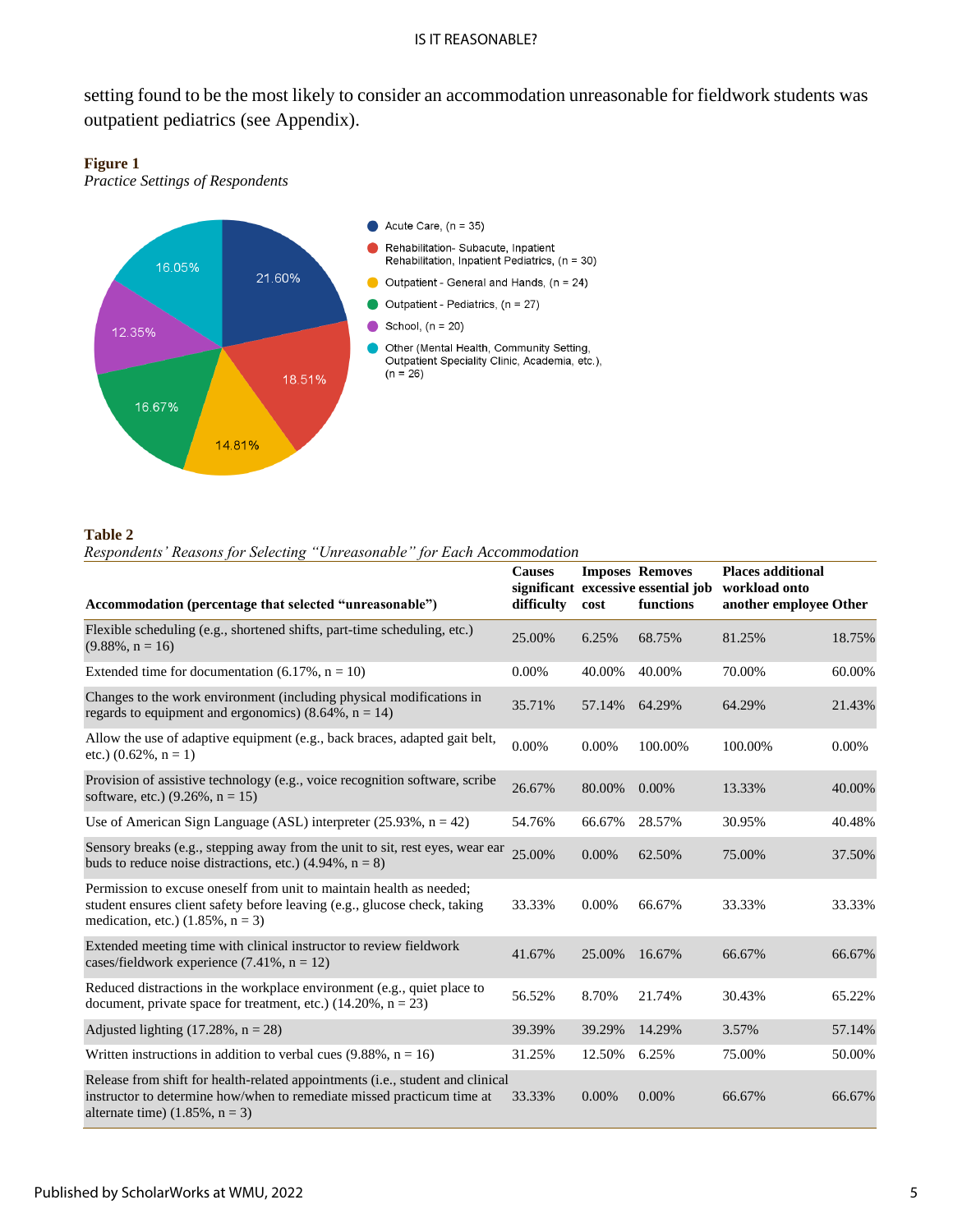setting found to be the most likely to consider an accommodation unreasonable for fieldwork students was outpatient pediatrics (see Appendix).

**Figure 1**
*Practice Settings of Respondents*

- Acute Care, (n = 35) — 21.60%
- Rehabilitation- Subacute, Inpatient Rehabilitation, Inpatient Pediatrics, (n = 30) — 18.51%
- Outpatient - General and Hands, (n = 24) — 14.81%
- Outpatient - Pediatrics, (n = 27) — 16.67%
- School, (n = 20) — 12.35%
- Other (Mental Health, Community Setting, Outpatient Speciality Clinic, Academia, etc.), (n = 26) — 16.05%

**Table 2**
*Respondents' Reasons for Selecting "Unreasonable" for Each Accommodation*

| Accommodation (percentage that selected "unreasonable") | Causes significant difficulty | Imposes excessive cost | Removes essential job functions | Places additional workload onto another employee | Other |
|---|---|---|---|---|---|
| Flexible scheduling (e.g., shortened shifts, part-time scheduling, etc.) (9.88%, n = 16) | 25.00% | 6.25% | 68.75% | 81.25% | 18.75% |
| Extended time for documentation (6.17%, n = 10) | 0.00% | 40.00% | 40.00% | 70.00% | 60.00% |
| Changes to the work environment (including physical modifications in regards to equipment and ergonomics) (8.64%, n = 14) | 35.71% | 57.14% | 64.29% | 64.29% | 21.43% |
| Allow the use of adaptive equipment (e.g., back braces, adapted gait belt, etc.) (0.62%, n = 1) | 0.00% | 0.00% | 100.00% | 100.00% | 0.00% |
| Provision of assistive technology (e.g., voice recognition software, scribe software, etc.) (9.26%, n = 15) | 26.67% | 80.00% | 0.00% | 13.33% | 40.00% |
| Use of American Sign Language (ASL) interpreter (25.93%, n = 42) | 54.76% | 66.67% | 28.57% | 30.95% | 40.48% |
| Sensory breaks (e.g., stepping away from the unit to sit, rest eyes, wear ear buds to reduce noise distractions, etc.) (4.94%, n = 8) | 25.00% | 0.00% | 62.50% | 75.00% | 37.50% |
| Permission to excuse oneself from unit to maintain health as needed; student ensures client safety before leaving (e.g., glucose check, taking medication, etc.) (1.85%, n = 3) | 33.33% | 0.00% | 66.67% | 33.33% | 33.33% |
| Extended meeting time with clinical instructor to review fieldwork cases/fieldwork experience (7.41%, n = 12) | 41.67% | 25.00% | 16.67% | 66.67% | 66.67% |
| Reduced distractions in the workplace environment (e.g., quiet place to document, private space for treatment, etc.) (14.20%, n = 23) | 56.52% | 8.70% | 21.74% | 30.43% | 65.22% |
| Adjusted lighting (17.28%, n = 28) | 39.39% | 39.29% | 14.29% | 3.57% | 57.14% |
| Written instructions in addition to verbal cues (9.88%, n = 16) | 31.25% | 12.50% | 6.25% | 75.00% | 50.00% |
| Release from shift for health-related appointments (i.e., student and clinical instructor to determine how/when to remediate missed practicum time at alternate time) (1.85%, n = 3) | 33.33% | 0.00% | 0.00% | 66.67% | 66.67% |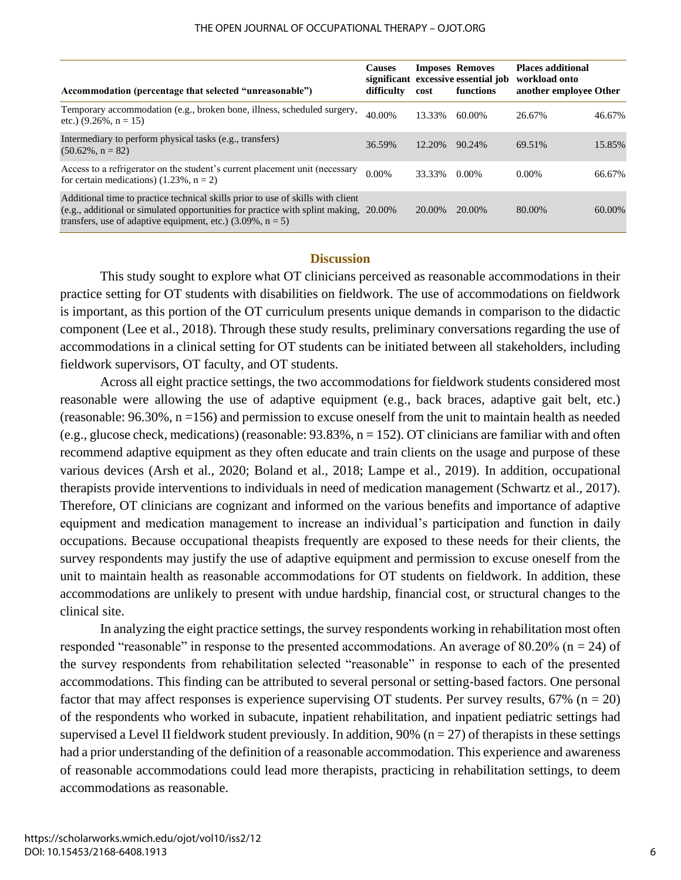| Accommodation (percentage that selected "unreasonable") | Causes significant difficulty | Imposes excessive cost | Removes essential job functions | Places additional workload onto another employee | Other |
|---|---|---|---|---|---|
| Temporary accommodation (e.g., broken bone, illness, scheduled surgery, etc.) (9.26%, n = 15) | 40.00% | 13.33% | 60.00% | 26.67% | 46.67% |
| Intermediary to perform physical tasks (e.g., transfers) (50.62%, n = 82) | 36.59% | 12.20% | 90.24% | 69.51% | 15.85% |
| Access to a refrigerator on the student's current placement unit (necessary for certain medications) (1.23%, n = 2) | 0.00% | 33.33% | 0.00% | 0.00% | 66.67% |
| Additional time to practice technical skills prior to use of skills with client (e.g., additional or simulated opportunities for practice with splint making, transfers, use of adaptive equipment, etc.) (3.09%, n = 5) | 20.00% | 20.00% | 20.00% | 80.00% | 60.00% |

## Discussion

This study sought to explore what OT clinicians perceived as reasonable accommodations in their practice setting for OT students with disabilities on fieldwork. The use of accommodations on fieldwork is important, as this portion of the OT curriculum presents unique demands in comparison to the didactic component (Lee et al., 2018). Through these study results, preliminary conversations regarding the use of accommodations in a clinical setting for OT students can be initiated between all stakeholders, including fieldwork supervisors, OT faculty, and OT students.

Across all eight practice settings, the two accommodations for fieldwork students considered most reasonable were allowing the use of adaptive equipment (e.g., back braces, adaptive gait belt, etc.) (reasonable: 96.30%, n =156) and permission to excuse oneself from the unit to maintain health as needed (e.g., glucose check, medications) (reasonable: 93.83%, n = 152). OT clinicians are familiar with and often recommend adaptive equipment as they often educate and train clients on the usage and purpose of these various devices (Arsh et al., 2020; Boland et al., 2018; Lampe et al., 2019). In addition, occupational therapists provide interventions to individuals in need of medication management (Schwartz et al., 2017). Therefore, OT clinicians are cognizant and informed on the various benefits and importance of adaptive equipment and medication management to increase an individual's participation and function in daily occupations. Because occupational theapists frequently are exposed to these needs for their clients, the survey respondents may justify the use of adaptive equipment and permission to excuse oneself from the unit to maintain health as reasonable accommodations for OT students on fieldwork. In addition, these accommodations are unlikely to present with undue hardship, financial cost, or structural changes to the clinical site.

In analyzing the eight practice settings, the survey respondents working in rehabilitation most often responded "reasonable" in response to the presented accommodations. An average of 80.20% (n = 24) of the survey respondents from rehabilitation selected "reasonable" in response to each of the presented accommodations. This finding can be attributed to several personal or setting-based factors. One personal factor that may affect responses is experience supervising OT students. Per survey results, 67% (n = 20) of the respondents who worked in subacute, inpatient rehabilitation, and inpatient pediatric settings had supervised a Level II fieldwork student previously. In addition, 90% (n = 27) of therapists in these settings had a prior understanding of the definition of a reasonable accommodation. This experience and awareness of reasonable accommodations could lead more therapists, practicing in rehabilitation settings, to deem accommodations as reasonable.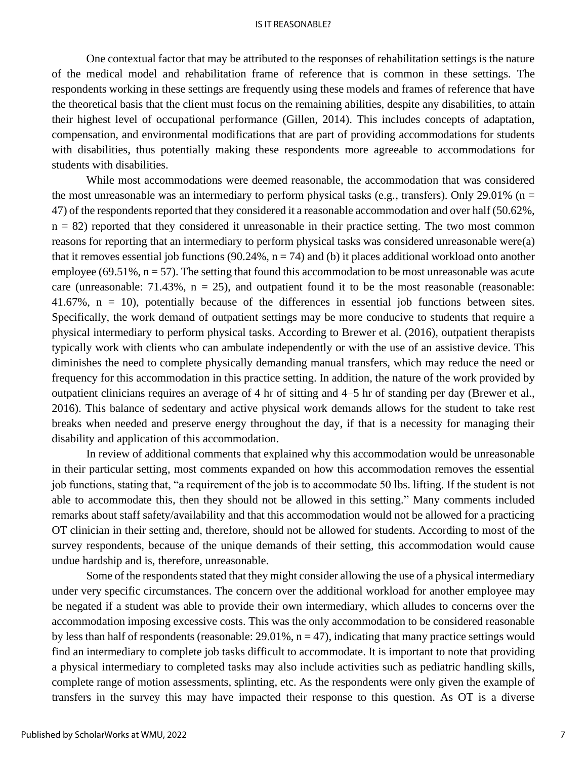One contextual factor that may be attributed to the responses of rehabilitation settings is the nature of the medical model and rehabilitation frame of reference that is common in these settings. The respondents working in these settings are frequently using these models and frames of reference that have the theoretical basis that the client must focus on the remaining abilities, despite any disabilities, to attain their highest level of occupational performance (Gillen, 2014). This includes concepts of adaptation, compensation, and environmental modifications that are part of providing accommodations for students with disabilities, thus potentially making these respondents more agreeable to accommodations for students with disabilities.

While most accommodations were deemed reasonable, the accommodation that was considered the most unreasonable was an intermediary to perform physical tasks (e.g., transfers). Only 29.01% (n = 47) of the respondents reported that they considered it a reasonable accommodation and over half (50.62%, n = 82) reported that they considered it unreasonable in their practice setting. The two most common reasons for reporting that an intermediary to perform physical tasks was considered unreasonable were(a) that it removes essential job functions (90.24%, n = 74) and (b) it places additional workload onto another employee (69.51%, n = 57). The setting that found this accommodation to be most unreasonable was acute care (unreasonable: 71.43%, n = 25), and outpatient found it to be the most reasonable (reasonable: 41.67%, n = 10), potentially because of the differences in essential job functions between sites. Specifically, the work demand of outpatient settings may be more conducive to students that require a physical intermediary to perform physical tasks. According to Brewer et al. (2016), outpatient therapists typically work with clients who can ambulate independently or with the use of an assistive device. This diminishes the need to complete physically demanding manual transfers, which may reduce the need or frequency for this accommodation in this practice setting. In addition, the nature of the work provided by outpatient clinicians requires an average of 4 hr of sitting and 4–5 hr of standing per day (Brewer et al., 2016). This balance of sedentary and active physical work demands allows for the student to take rest breaks when needed and preserve energy throughout the day, if that is a necessity for managing their disability and application of this accommodation.

In review of additional comments that explained why this accommodation would be unreasonable in their particular setting, most comments expanded on how this accommodation removes the essential job functions, stating that, "a requirement of the job is to accommodate 50 lbs. lifting. If the student is not able to accommodate this, then they should not be allowed in this setting." Many comments included remarks about staff safety/availability and that this accommodation would not be allowed for a practicing OT clinician in their setting and, therefore, should not be allowed for students. According to most of the survey respondents, because of the unique demands of their setting, this accommodation would cause undue hardship and is, therefore, unreasonable.

Some of the respondents stated that they might consider allowing the use of a physical intermediary under very specific circumstances. The concern over the additional workload for another employee may be negated if a student was able to provide their own intermediary, which alludes to concerns over the accommodation imposing excessive costs. This was the only accommodation to be considered reasonable by less than half of respondents (reasonable: 29.01%, n = 47), indicating that many practice settings would find an intermediary to complete job tasks difficult to accommodate. It is important to note that providing a physical intermediary to completed tasks may also include activities such as pediatric handling skills, complete range of motion assessments, splinting, etc. As the respondents were only given the example of transfers in the survey this may have impacted their response to this question. As OT is a diverse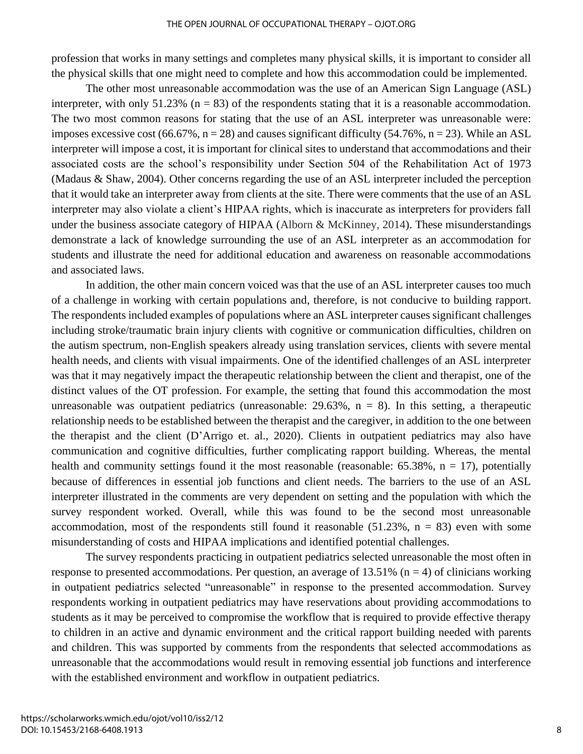profession that works in many settings and completes many physical skills, it is important to consider all the physical skills that one might need to complete and how this accommodation could be implemented.

The other most unreasonable accommodation was the use of an American Sign Language (ASL) interpreter, with only 51.23% (n = 83) of the respondents stating that it is a reasonable accommodation. The two most common reasons for stating that the use of an ASL interpreter was unreasonable were: imposes excessive cost (66.67%, n = 28) and causes significant difficulty (54.76%, n = 23). While an ASL interpreter will impose a cost, it is important for clinical sites to understand that accommodations and their associated costs are the school's responsibility under Section 504 of the Rehabilitation Act of 1973 (Madaus & Shaw, 2004). Other concerns regarding the use of an ASL interpreter included the perception that it would take an interpreter away from clients at the site. There were comments that the use of an ASL interpreter may also violate a client's HIPAA rights, which is inaccurate as interpreters for providers fall under the business associate category of HIPAA (Alborn & McKinney, 2014). These misunderstandings demonstrate a lack of knowledge surrounding the use of an ASL interpreter as an accommodation for students and illustrate the need for additional education and awareness on reasonable accommodations and associated laws.

In addition, the other main concern voiced was that the use of an ASL interpreter causes too much of a challenge in working with certain populations and, therefore, is not conducive to building rapport. The respondents included examples of populations where an ASL interpreter causes significant challenges including stroke/traumatic brain injury clients with cognitive or communication difficulties, children on the autism spectrum, non-English speakers already using translation services, clients with severe mental health needs, and clients with visual impairments. One of the identified challenges of an ASL interpreter was that it may negatively impact the therapeutic relationship between the client and therapist, one of the distinct values of the OT profession. For example, the setting that found this accommodation the most unreasonable was outpatient pediatrics (unreasonable: 29.63%, n = 8). In this setting, a therapeutic relationship needs to be established between the therapist and the caregiver, in addition to the one between the therapist and the client (D'Arrigo et. al., 2020). Clients in outpatient pediatrics may also have communication and cognitive difficulties, further complicating rapport building. Whereas, the mental health and community settings found it the most reasonable (reasonable: 65.38%, n = 17), potentially because of differences in essential job functions and client needs. The barriers to the use of an ASL interpreter illustrated in the comments are very dependent on setting and the population with which the survey respondent worked. Overall, while this was found to be the second most unreasonable accommodation, most of the respondents still found it reasonable (51.23%, n = 83) even with some misunderstanding of costs and HIPAA implications and identified potential challenges.

The survey respondents practicing in outpatient pediatrics selected unreasonable the most often in response to presented accommodations. Per question, an average of 13.51% (n = 4) of clinicians working in outpatient pediatrics selected "unreasonable" in response to the presented accommodation. Survey respondents working in outpatient pediatrics may have reservations about providing accommodations to students as it may be perceived to compromise the workflow that is required to provide effective therapy to children in an active and dynamic environment and the critical rapport building needed with parents and children. This was supported by comments from the respondents that selected accommodations as unreasonable that the accommodations would result in removing essential job functions and interference with the established environment and workflow in outpatient pediatrics.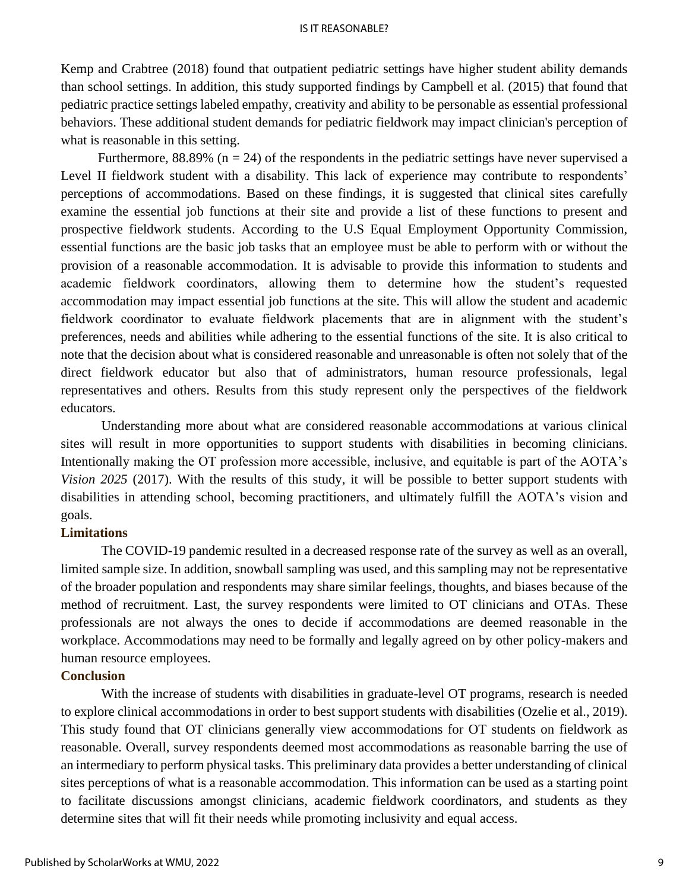Kemp and Crabtree (2018) found that outpatient pediatric settings have higher student ability demands than school settings. In addition, this study supported findings by Campbell et al. (2015) that found that pediatric practice settings labeled empathy, creativity and ability to be personable as essential professional behaviors. These additional student demands for pediatric fieldwork may impact clinician's perception of what is reasonable in this setting.

Furthermore, 88.89% (n = 24) of the respondents in the pediatric settings have never supervised a Level II fieldwork student with a disability. This lack of experience may contribute to respondents' perceptions of accommodations. Based on these findings, it is suggested that clinical sites carefully examine the essential job functions at their site and provide a list of these functions to present and prospective fieldwork students. According to the U.S Equal Employment Opportunity Commission, essential functions are the basic job tasks that an employee must be able to perform with or without the provision of a reasonable accommodation. It is advisable to provide this information to students and academic fieldwork coordinators, allowing them to determine how the student's requested accommodation may impact essential job functions at the site. This will allow the student and academic fieldwork coordinator to evaluate fieldwork placements that are in alignment with the student's preferences, needs and abilities while adhering to the essential functions of the site. It is also critical to note that the decision about what is considered reasonable and unreasonable is often not solely that of the direct fieldwork educator but also that of administrators, human resource professionals, legal representatives and others. Results from this study represent only the perspectives of the fieldwork educators.

Understanding more about what are considered reasonable accommodations at various clinical sites will result in more opportunities to support students with disabilities in becoming clinicians. Intentionally making the OT profession more accessible, inclusive, and equitable is part of the AOTA's *Vision 2025* (2017). With the results of this study, it will be possible to better support students with disabilities in attending school, becoming practitioners, and ultimately fulfill the AOTA's vision and goals.

## Limitations

The COVID-19 pandemic resulted in a decreased response rate of the survey as well as an overall, limited sample size. In addition, snowball sampling was used, and this sampling may not be representative of the broader population and respondents may share similar feelings, thoughts, and biases because of the method of recruitment. Last, the survey respondents were limited to OT clinicians and OTAs. These professionals are not always the ones to decide if accommodations are deemed reasonable in the workplace. Accommodations may need to be formally and legally agreed on by other policy-makers and human resource employees.

## Conclusion

With the increase of students with disabilities in graduate-level OT programs, research is needed to explore clinical accommodations in order to best support students with disabilities (Ozelie et al., 2019). This study found that OT clinicians generally view accommodations for OT students on fieldwork as reasonable. Overall, survey respondents deemed most accommodations as reasonable barring the use of an intermediary to perform physical tasks. This preliminary data provides a better understanding of clinical sites perceptions of what is a reasonable accommodation. This information can be used as a starting point to facilitate discussions amongst clinicians, academic fieldwork coordinators, and students as they determine sites that will fit their needs while promoting inclusivity and equal access.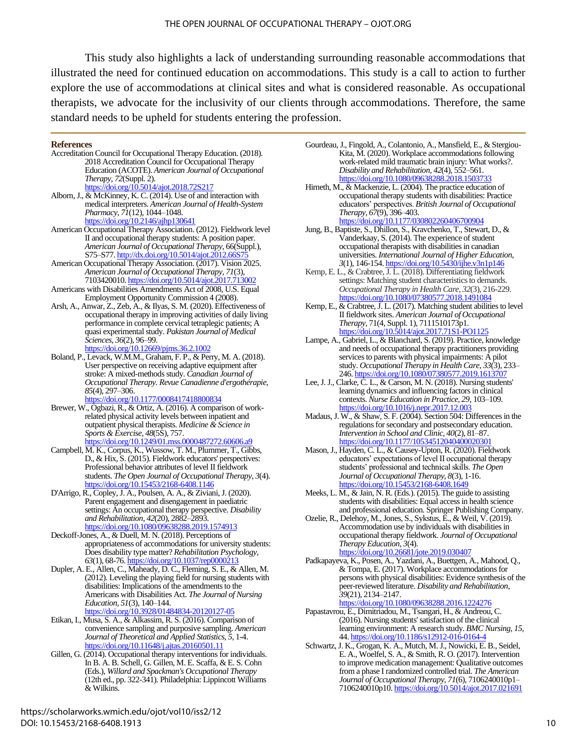This study also highlights a lack of understanding surrounding reasonable accommodations that illustrated the need for continued education on accommodations. This study is a call to action to further explore the use of accommodations at clinical sites and what is considered reasonable. As occupational therapists, we advocate for the inclusivity of our clients through accommodations. Therefore, the same standard needs to be upheld for students entering the profession.

## References

Accreditation Council for Occupational Therapy Education. (2018). 2018 Accreditation Council for Occupational Therapy Education (ACOTE). *American Journal of Occupational Therapy*, *72*(Suppl. 2). https://doi.org/10.5014/ajot.2018.72S217

Alborn, J., & McKinney, K. C. (2014). Use of and interaction with medical interpreters. *American Journal of Health-System Pharmacy*, *71*(12), 1044–1048. https://doi.org/10.2146/ajhp130641

American Occupational Therapy Association. (2012). Fieldwork level II and occupational therapy students: A position paper. *American Journal of Occupational Therapy*, 66(Suppl.), S75–S77. http://dx.doi.org/10.5014/ajot.2012.66S75

American Occupational Therapy Association. (2017). Vision 2025. *American Journal of Occupational Therapy*, *71*(3), 7103420010. https://doi.org/10.5014/ajot.2017.713002

Americans with Disabilities Amendments Act of 2008, U.S. Equal Employment Opportunity Commission 4 (2008).

Arsh, A., Anwar, Z., Zeb, A., & Ilyas, S. M. (2020). Effectiveness of occupational therapy in improving activities of daily living performance in complete cervical tetraplegic patients; A quasi experimental study. *Pakistan Journal of Medical Sciences*, *36*(2), 96–99. https://doi.org/10.12669/pjms.36.2.1002

Boland, P., Levack, W.M.M., Graham, F. P., & Perry, M. A. (2018). User perspective on receiving adaptive equipment after stroke: A mixed-methods study. *Canadian Journal of Occupational Therapy. Revue Canadienne d'ergothérapie*, *85*(4), 297–306. https://doi.org/10.1177/0008417418800834

Brewer, W., Ogbazi, R., & Ortiz, A. (2016). A comparison of work-related physical activity levels between inpatient and outpatient physical therapists. *Medicine & Science in Sports & Exercise*, *48*(5S), 757. https://doi.org/10.1249/01.mss.0000487272.60606.a9

Campbell, M. K., Corpus, K., Wussow, T. M., Plummer, T., Gibbs, D., & Hix, S. (2015). Fieldwork educators' perspectives: Professional behavior attributes of level II fieldwork students. *The Open Journal of Occupational Therapy*, *3*(4). https://doi.org/10.15453/2168-6408.1146

D'Arrigo, R., Copley, J. A., Poulsen, A. A., & Ziviani, J. (2020). Parent engagement and disengagement in paediatric settings: An occupational therapy perspective. *Disability and Rehabilitation*, *42*(20), 2882–2893. https://doi.org/10.1080/09638288.2019.1574913

Deckoff-Jones, A., & Duell, M. N. (2018). Perceptions of appropriateness of accommodations for university students: Does disability type matter? *Rehabilitation Psychology*, *63*(1), 68-76. https://doi.org/10.1037/rep0000213

Dupler, A. E., Allen, C., Maheady, D. C., Fleming, S. E., & Allen, M. (2012). Leveling the playing field for nursing students with disabilities: Implications of the amendments to the Americans with Disabilities Act. *The Journal of Nursing Education*, *51*(3), 140–144. https://doi.org/10.3928/01484834-20120127-05

Etikan, I., Musa, S. A., & Alkassim, R. S. (2016). Comparison of convenience sampling and purposive sampling. *American Journal of Theoretical and Applied Statistics*, *5*, 1-4. https://doi.org/10.11648/j.ajtas.20160501.11

Gillen, G. (2014). Occupational therapy interventions for individuals. In B. A. B. Schell, G. Gillen, M. E. Scaffa, & E. S. Cohn (Eds.), *Willard and Spackman's Occupational Therapy* (12th ed., pp. 322-341). Philadelphia: Lippincott Williams & Wilkins.

Gourdeau, J., Fingold, A., Colantonio, A., Mansfield, E., & Stergiou-Kita, M. (2020). Workplace accommodations following work-related mild traumatic brain injury: What works?. *Disability and Rehabilitation*, *42*(4), 552–561. https://doi.org/10.1080/09638288.2018.1503733

Hirneth, M., & Mackenzie, L. (2004). The practice education of occupational therapy students with disabilities: Practice educators' perspectives. *British Journal of Occupational Therapy*, *67*(9), 396–403. https://doi.org/10.1177/030802260406700904

Jung, B., Baptiste, S., Dhillon, S., Kravchenko, T., Stewart, D., & Vanderkaay, S. (2014). The experience of student occupational therapists with disabilities in canadian universities. *International Journal of Higher Education*, *3*(1), 146-154. https://doi.org/10.5430/ijhe.v3n1p146

Kemp, E. L., & Crabtree, J. L. (2018). Differentiating fieldwork settings: Matching student characteristics to demands. *Occupational Therapy in Health Care*, *32*(3), 216-229. https://doi.org/10.1080/07380577.2018.1491084

Kemp, E., & Crabtree, J. L. (2017). Matching student abilities to level II fieldwork sites. *American Journal of Occupational Therapy*, 71(4, Suppl. 1), 7111510173p1. https://doi.org/10.5014/ajot.2017.71S1-PO1125

Lampe, A., Gabriel, L., & Blanchard, S. (2019). Practice, knowledge and needs of occupational therapy practitioners providing services to parents with physical impairments: A pilot study. *Occupational Therapy in Health Care*, *33*(3), 233–246. https://doi.org/10.1080/07380577.2019.1613707

Lee, J. J., Clarke, C. L., & Carson, M. N. (2018). Nursing students' learning dynamics and influencing factors in clinical contexts. *Nurse Education in Practice*, *29*, 103–109. https://doi.org/10.1016/j.nepr.2017.12.003

Madaus, J. W., & Shaw, S. F. (2004). Section 504: Differences in the regulations for secondary and postsecondary education. *Intervention in School and Clinic*, *40*(2), 81–87. https://doi.org/10.1177/10534512040400020301

Mason, J., Hayden, C. L., & Causey-Upton, R. (2020). Fieldwork educators' expectations of level II occupational therapy students' professional and technical skills. *The Open Journal of Occupational Therapy*, *8*(3), 1-16. https://doi.org/10.15453/2168-6408.1649

Meeks, L. M., & Jain, N. R. (Eds.). (2015). The guide to assisting students with disabilities: Equal access in health science and professional education. Springer Publishing Company.

Ozelie, R., Delehoy, M., Jones, S., Sykstus, E., & Weil, V. (2019). Accommodation use by individuals with disabilities in occupational therapy fieldwork. *Journal of Occupational Therapy Education*, *3*(4). https://doi.org/10.26681/jote.2019.030407

Padkapayeva, K., Posen, A., Yazdani, A., Buettgen, A., Mahood, Q., & Tompa, E. (2017). Workplace accommodations for persons with physical disabilities: Evidence synthesis of the peer-reviewed literature. *Disability and Rehabilitation*, *39*(21), 2134–2147. https://doi.org/10.1080/09638288.2016.1224276

Papastavrou, E., Dimitriadou, M., Tsangari, H., & Andreou, C. (2016). Nursing students' satisfaction of the clinical learning environment: A research study. *BMC Nursing*, *15*, 44. https://doi.org/10.1186/s12912-016-0164-4

Schwartz, J. K., Grogan, K. A., Mutch, M. J., Nowicki, E. B., Seidel, E. A., Woelfel, S. A., & Smith, R. O. (2017). Intervention to improve medication management: Qualitative outcomes from a phase I randomized controlled trial. *The American Journal of Occupational Therapy*, *71*(6), 7106240010p1–7106240010p10. https://doi.org/10.5014/ajot.2017.021691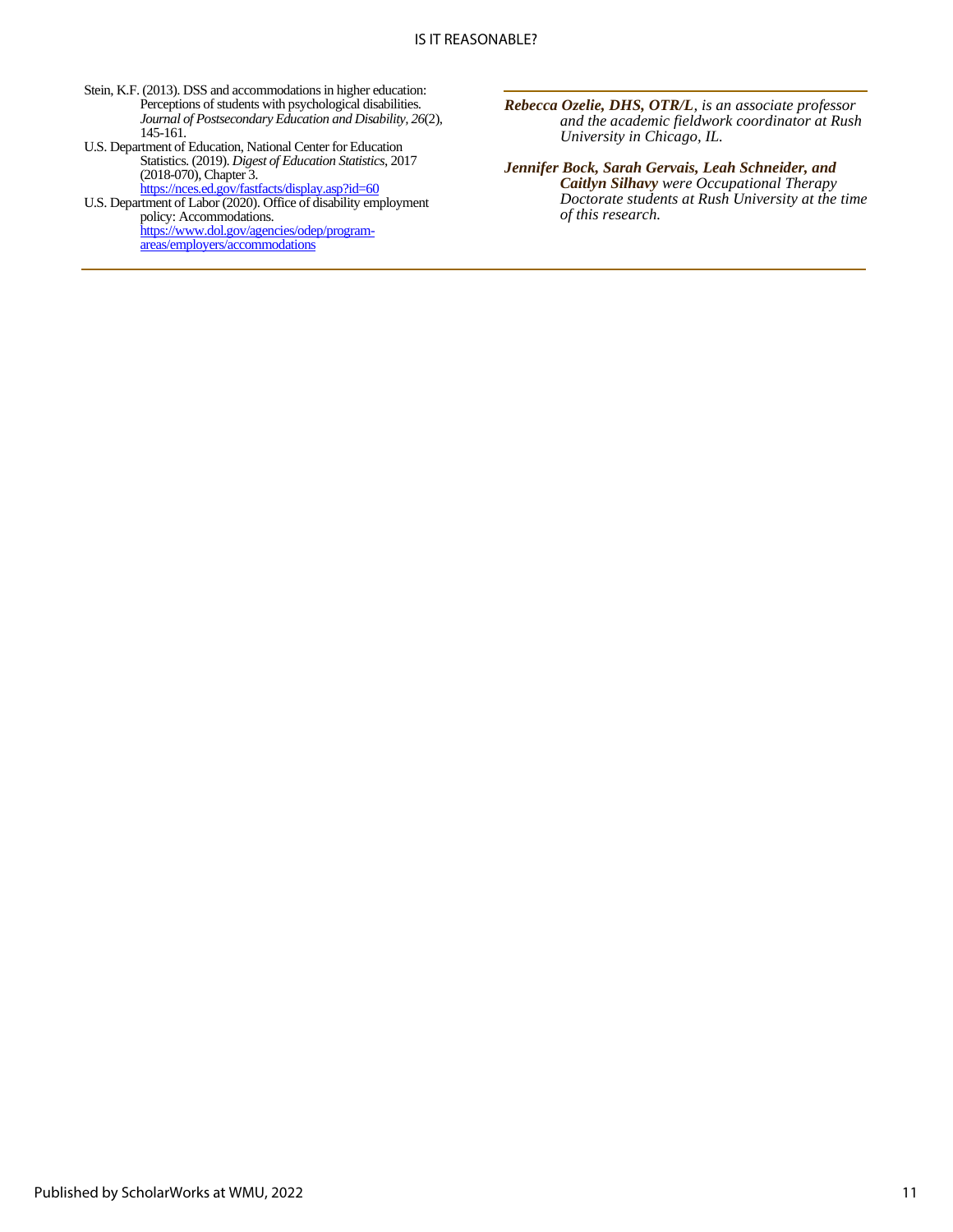Stein, K.F. (2013). DSS and accommodations in higher education: Perceptions of students with psychological disabilities. *Journal of Postsecondary Education and Disability, 26*(2), 145-161.

U.S. Department of Education, National Center for Education Statistics. (2019). *Digest of Education Statistics*, 2017 (2018-070), Chapter 3. https://nces.ed.gov/fastfacts/display.asp?id=60

U.S. Department of Labor (2020). Office of disability employment policy: Accommodations. https://www.dol.gov/agencies/odep/program-areas/employers/accommodations

---

***Rebecca Ozelie, DHS, OTR/L****, is an associate professor and the academic fieldwork coordinator at Rush University in Chicago, IL.*

***Jennifer Bock, Sarah Gervais, Leah Schneider, and Caitlyn Silhavy*** *were Occupational Therapy Doctorate students at Rush University at the time of this research.*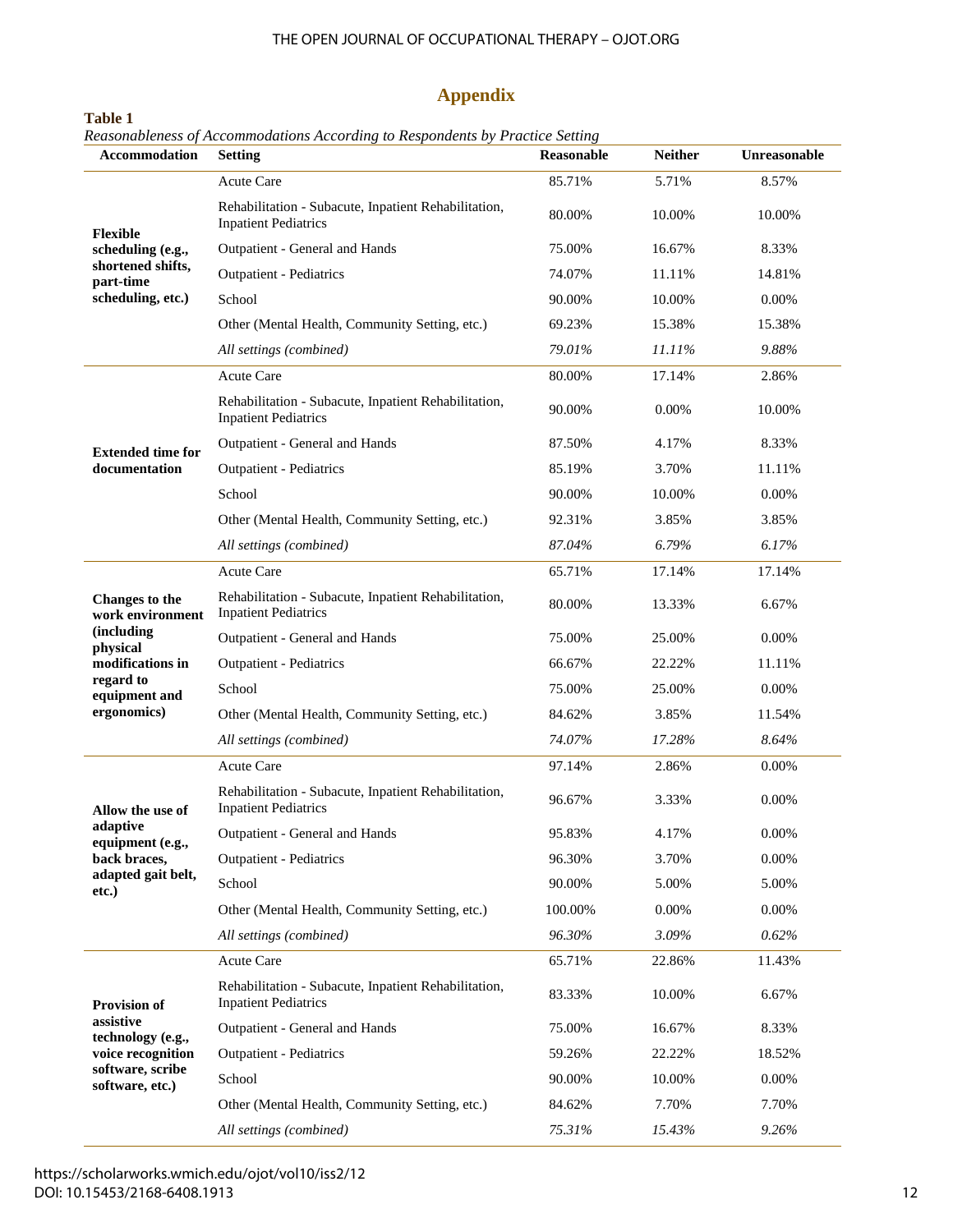# Appendix

**Table 1**

*Reasonableness of Accommodations According to Respondents by Practice Setting*

| Accommodation | Setting | Reasonable | Neither | Unreasonable |
|---|---|---|---|---|
| **Flexible scheduling (e.g., shortened shifts, part-time scheduling, etc.)** | Acute Care | 85.71% | 5.71% | 8.57% |
| | Rehabilitation - Subacute, Inpatient Rehabilitation, Inpatient Pediatrics | 80.00% | 10.00% | 10.00% |
| | Outpatient - General and Hands | 75.00% | 16.67% | 8.33% |
| | Outpatient - Pediatrics | 74.07% | 11.11% | 14.81% |
| | School | 90.00% | 10.00% | 0.00% |
| | Other (Mental Health, Community Setting, etc.) | 69.23% | 15.38% | 15.38% |
| | *All settings (combined)* | *79.01%* | *11.11%* | *9.88%* |
| **Extended time for documentation** | Acute Care | 80.00% | 17.14% | 2.86% |
| | Rehabilitation - Subacute, Inpatient Rehabilitation, Inpatient Pediatrics | 90.00% | 0.00% | 10.00% |
| | Outpatient - General and Hands | 87.50% | 4.17% | 8.33% |
| | Outpatient - Pediatrics | 85.19% | 3.70% | 11.11% |
| | School | 90.00% | 10.00% | 0.00% |
| | Other (Mental Health, Community Setting, etc.) | 92.31% | 3.85% | 3.85% |
| | *All settings (combined)* | *87.04%* | *6.79%* | *6.17%* |
| **Changes to the work environment (including physical modifications in regard to equipment and ergonomics)** | Acute Care | 65.71% | 17.14% | 17.14% |
| | Rehabilitation - Subacute, Inpatient Rehabilitation, Inpatient Pediatrics | 80.00% | 13.33% | 6.67% |
| | Outpatient - General and Hands | 75.00% | 25.00% | 0.00% |
| | Outpatient - Pediatrics | 66.67% | 22.22% | 11.11% |
| | School | 75.00% | 25.00% | 0.00% |
| | Other (Mental Health, Community Setting, etc.) | 84.62% | 3.85% | 11.54% |
| | *All settings (combined)* | *74.07%* | *17.28%* | *8.64%* |
| **Allow the use of adaptive equipment (e.g., back braces, adapted gait belt, etc.)** | Acute Care | 97.14% | 2.86% | 0.00% |
| | Rehabilitation - Subacute, Inpatient Rehabilitation, Inpatient Pediatrics | 96.67% | 3.33% | 0.00% |
| | Outpatient - General and Hands | 95.83% | 4.17% | 0.00% |
| | Outpatient - Pediatrics | 96.30% | 3.70% | 0.00% |
| | School | 90.00% | 5.00% | 5.00% |
| | Other (Mental Health, Community Setting, etc.) | 100.00% | 0.00% | 0.00% |
| | *All settings (combined)* | *96.30%* | *3.09%* | *0.62%* |
| **Provision of assistive technology (e.g., voice recognition software, scribe software, etc.)** | Acute Care | 65.71% | 22.86% | 11.43% |
| | Rehabilitation - Subacute, Inpatient Rehabilitation, Inpatient Pediatrics | 83.33% | 10.00% | 6.67% |
| | Outpatient - General and Hands | 75.00% | 16.67% | 8.33% |
| | Outpatient - Pediatrics | 59.26% | 22.22% | 18.52% |
| | School | 90.00% | 10.00% | 0.00% |
| | Other (Mental Health, Community Setting, etc.) | 84.62% | 7.70% | 7.70% |
| | *All settings (combined)* | *75.31%* | *15.43%* | *9.26%* |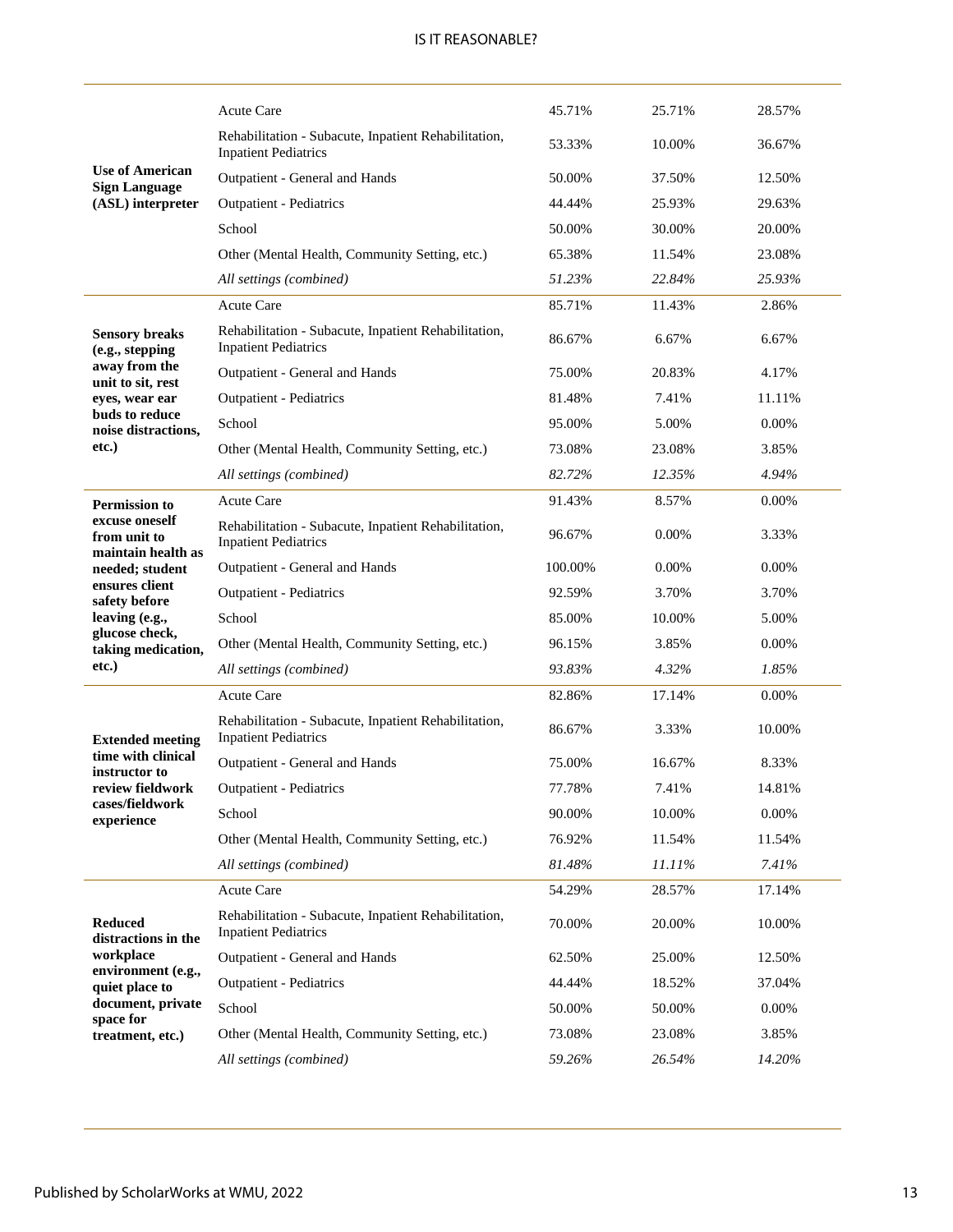| | | | | |
|---|---|---|---|---|
| **Use of American Sign Language (ASL) interpreter** | Acute Care | 45.71% | 25.71% | 28.57% |
| | Rehabilitation - Subacute, Inpatient Rehabilitation, Inpatient Pediatrics | 53.33% | 10.00% | 36.67% |
| | Outpatient - General and Hands | 50.00% | 37.50% | 12.50% |
| | Outpatient - Pediatrics | 44.44% | 25.93% | 29.63% |
| | School | 50.00% | 30.00% | 20.00% |
| | Other (Mental Health, Community Setting, etc.) | 65.38% | 11.54% | 23.08% |
| | *All settings (combined)* | *51.23%* | *22.84%* | *25.93%* |
| **Sensory breaks (e.g., stepping away from the unit to sit, rest eyes, wear ear buds to reduce noise distractions, etc.)** | Acute Care | 85.71% | 11.43% | 2.86% |
| | Rehabilitation - Subacute, Inpatient Rehabilitation, Inpatient Pediatrics | 86.67% | 6.67% | 6.67% |
| | Outpatient - General and Hands | 75.00% | 20.83% | 4.17% |
| | Outpatient - Pediatrics | 81.48% | 7.41% | 11.11% |
| | School | 95.00% | 5.00% | 0.00% |
| | Other (Mental Health, Community Setting, etc.) | 73.08% | 23.08% | 3.85% |
| | *All settings (combined)* | *82.72%* | *12.35%* | *4.94%* |
| **Permission to excuse oneself from unit to maintain health as needed; student ensures client safety before leaving (e.g., glucose check, taking medication, etc.)** | Acute Care | 91.43% | 8.57% | 0.00% |
| | Rehabilitation - Subacute, Inpatient Rehabilitation, Inpatient Pediatrics | 96.67% | 0.00% | 3.33% |
| | Outpatient - General and Hands | 100.00% | 0.00% | 0.00% |
| | Outpatient - Pediatrics | 92.59% | 3.70% | 3.70% |
| | School | 85.00% | 10.00% | 5.00% |
| | Other (Mental Health, Community Setting, etc.) | 96.15% | 3.85% | 0.00% |
| | *All settings (combined)* | *93.83%* | *4.32%* | *1.85%* |
| **Extended meeting time with clinical instructor to review fieldwork cases/fieldwork experience** | Acute Care | 82.86% | 17.14% | 0.00% |
| | Rehabilitation - Subacute, Inpatient Rehabilitation, Inpatient Pediatrics | 86.67% | 3.33% | 10.00% |
| | Outpatient - General and Hands | 75.00% | 16.67% | 8.33% |
| | Outpatient - Pediatrics | 77.78% | 7.41% | 14.81% |
| | School | 90.00% | 10.00% | 0.00% |
| | Other (Mental Health, Community Setting, etc.) | 76.92% | 11.54% | 11.54% |
| | *All settings (combined)* | *81.48%* | *11.11%* | *7.41%* |
| **Reduced distractions in the workplace environment (e.g., quiet place to document, private space for treatment, etc.)** | Acute Care | 54.29% | 28.57% | 17.14% |
| | Rehabilitation - Subacute, Inpatient Rehabilitation, Inpatient Pediatrics | 70.00% | 20.00% | 10.00% |
| | Outpatient - General and Hands | 62.50% | 25.00% | 12.50% |
| | Outpatient - Pediatrics | 44.44% | 18.52% | 37.04% |
| | School | 50.00% | 50.00% | 0.00% |
| | Other (Mental Health, Community Setting, etc.) | 73.08% | 23.08% | 3.85% |
| | *All settings (combined)* | *59.26%* | *26.54%* | *14.20%* |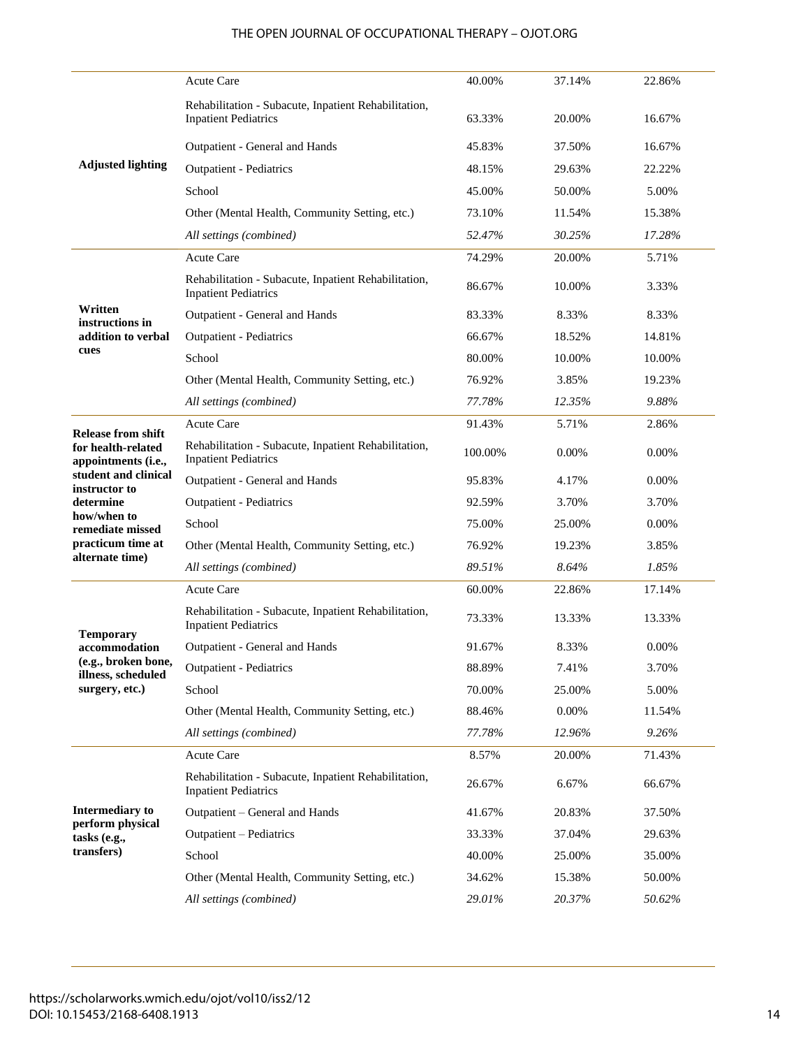| | | | | |
|---|---|---|---|---|
| **Adjusted lighting** | Acute Care | 40.00% | 37.14% | 22.86% |
| | Rehabilitation - Subacute, Inpatient Rehabilitation, Inpatient Pediatrics | 63.33% | 20.00% | 16.67% |
| | Outpatient - General and Hands | 45.83% | 37.50% | 16.67% |
| | Outpatient - Pediatrics | 48.15% | 29.63% | 22.22% |
| | School | 45.00% | 50.00% | 5.00% |
| | Other (Mental Health, Community Setting, etc.) | 73.10% | 11.54% | 15.38% |
| | *All settings (combined)* | *52.47%* | *30.25%* | *17.28%* |
| **Written instructions in addition to verbal cues** | Acute Care | 74.29% | 20.00% | 5.71% |
| | Rehabilitation - Subacute, Inpatient Rehabilitation, Inpatient Pediatrics | 86.67% | 10.00% | 3.33% |
| | Outpatient - General and Hands | 83.33% | 8.33% | 8.33% |
| | Outpatient - Pediatrics | 66.67% | 18.52% | 14.81% |
| | School | 80.00% | 10.00% | 10.00% |
| | Other (Mental Health, Community Setting, etc.) | 76.92% | 3.85% | 19.23% |
| | *All settings (combined)* | *77.78%* | *12.35%* | *9.88%* |
| **Release from shift for health-related appointments (i.e., student and clinical instructor to determine how/when to remediate missed practicum time at alternate time)** | Acute Care | 91.43% | 5.71% | 2.86% |
| | Rehabilitation - Subacute, Inpatient Rehabilitation, Inpatient Pediatrics | 100.00% | 0.00% | 0.00% |
| | Outpatient - General and Hands | 95.83% | 4.17% | 0.00% |
| | Outpatient - Pediatrics | 92.59% | 3.70% | 3.70% |
| | School | 75.00% | 25.00% | 0.00% |
| | Other (Mental Health, Community Setting, etc.) | 76.92% | 19.23% | 3.85% |
| | *All settings (combined)* | *89.51%* | *8.64%* | *1.85%* |
| **Temporary accommodation (e.g., broken bone, illness, scheduled surgery, etc.)** | Acute Care | 60.00% | 22.86% | 17.14% |
| | Rehabilitation - Subacute, Inpatient Rehabilitation, Inpatient Pediatrics | 73.33% | 13.33% | 13.33% |
| | Outpatient - General and Hands | 91.67% | 8.33% | 0.00% |
| | Outpatient - Pediatrics | 88.89% | 7.41% | 3.70% |
| | School | 70.00% | 25.00% | 5.00% |
| | Other (Mental Health, Community Setting, etc.) | 88.46% | 0.00% | 11.54% |
| | *All settings (combined)* | *77.78%* | *12.96%* | *9.26%* |
| **Intermediary to perform physical tasks (e.g., transfers)** | Acute Care | 8.57% | 20.00% | 71.43% |
| | Rehabilitation - Subacute, Inpatient Rehabilitation, Inpatient Pediatrics | 26.67% | 6.67% | 66.67% |
| | Outpatient – General and Hands | 41.67% | 20.83% | 37.50% |
| | Outpatient – Pediatrics | 33.33% | 37.04% | 29.63% |
| | School | 40.00% | 25.00% | 35.00% |
| | Other (Mental Health, Community Setting, etc.) | 34.62% | 15.38% | 50.00% |
| | *All settings (combined)* | *29.01%* | *20.37%* | *50.62%* |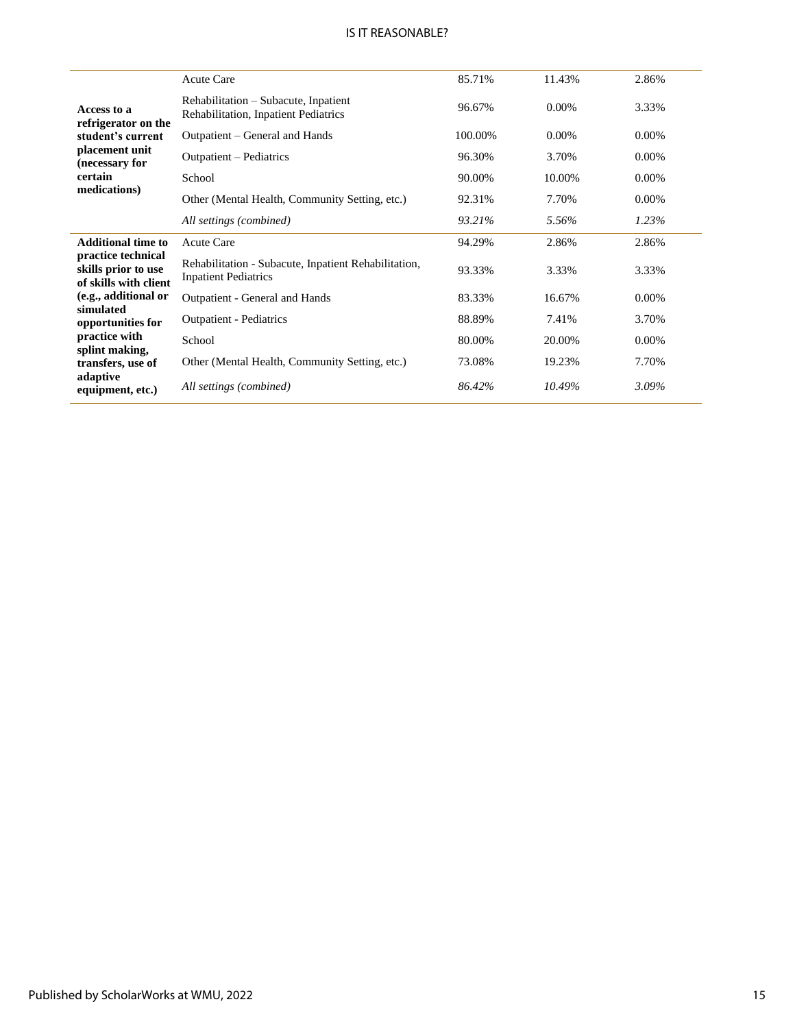| | | | | |
|---|---|---|---|---|
| **Access to a refrigerator on the student's current placement unit (necessary for certain medications)** | Acute Care | 85.71% | 11.43% | 2.86% |
| | Rehabilitation – Subacute, Inpatient Rehabilitation, Inpatient Pediatrics | 96.67% | 0.00% | 3.33% |
| | Outpatient – General and Hands | 100.00% | 0.00% | 0.00% |
| | Outpatient – Pediatrics | 96.30% | 3.70% | 0.00% |
| | School | 90.00% | 10.00% | 0.00% |
| | Other (Mental Health, Community Setting, etc.) | 92.31% | 7.70% | 0.00% |
| | *All settings (combined)* | *93.21%* | *5.56%* | *1.23%* |
| **Additional time to practice technical skills prior to use of skills with client (e.g., additional or simulated opportunities for practice with splint making, transfers, use of adaptive equipment, etc.)** | Acute Care | 94.29% | 2.86% | 2.86% |
| | Rehabilitation - Subacute, Inpatient Rehabilitation, Inpatient Pediatrics | 93.33% | 3.33% | 3.33% |
| | Outpatient - General and Hands | 83.33% | 16.67% | 0.00% |
| | Outpatient - Pediatrics | 88.89% | 7.41% | 3.70% |
| | School | 80.00% | 20.00% | 0.00% |
| | Other (Mental Health, Community Setting, etc.) | 73.08% | 19.23% | 7.70% |
| | *All settings (combined)* | *86.42%* | *10.49%* | *3.09%* |